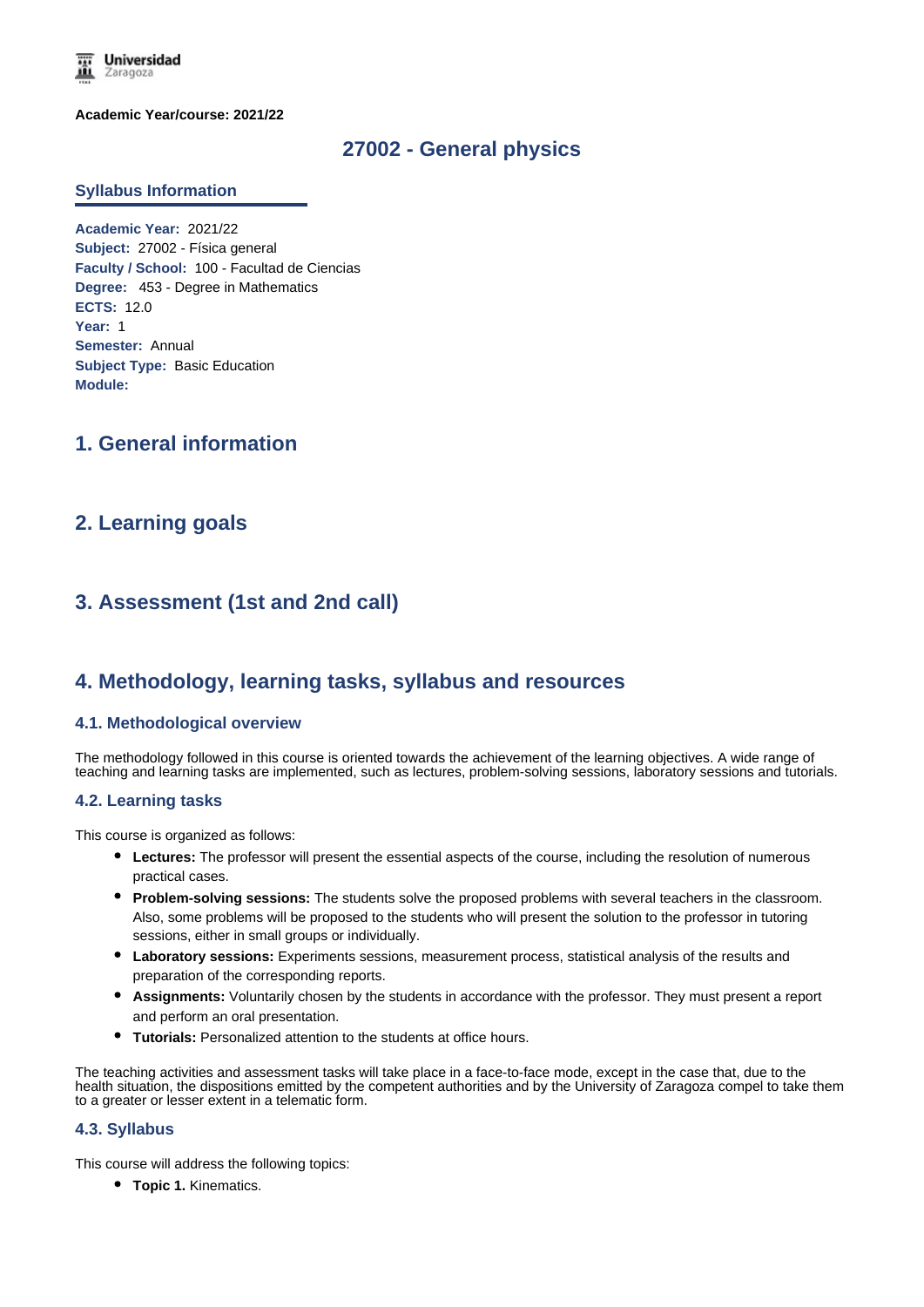**Academic Year/course: 2021/22**

# 27002 - General physics

## Syllabus Information

**Academic Year:** 2021/22
**Subject:** 27002 - Física general
**Faculty / School:** 100 - Facultad de Ciencias
**Degree:** 453 - Degree in Mathematics
**ECTS:** 12.0
**Year:** 1
**Semester:** Annual
**Subject Type:** Basic Education
**Module:**

## 1. General information

## 2. Learning goals

## 3. Assessment (1st and 2nd call)

## 4. Methodology, learning tasks, syllabus and resources

### 4.1. Methodological overview

The methodology followed in this course is oriented towards the achievement of the learning objectives. A wide range of teaching and learning tasks are implemented, such as lectures, problem-solving sessions, laboratory sessions and tutorials.

### 4.2. Learning tasks

This course is organized as follows:

- **Lectures:** The professor will present the essential aspects of the course, including the resolution of numerous practical cases.
- **Problem-solving sessions:** The students solve the proposed problems with several teachers in the classroom. Also, some problems will be proposed to the students who will present the solution to the professor in tutoring sessions, either in small groups or individually.
- **Laboratory sessions:** Experiments sessions, measurement process, statistical analysis of the results and preparation of the corresponding reports.
- **Assignments:** Voluntarily chosen by the students in accordance with the professor. They must present a report and perform an oral presentation.
- **Tutorials:** Personalized attention to the students at office hours.

The teaching activities and assessment tasks will take place in a face-to-face mode, except in the case that, due to the health situation, the dispositions emitted by the competent authorities and by the University of Zaragoza compel to take them to a greater or lesser extent in a telematic form.

### 4.3. Syllabus

This course will address the following topics:

- **Topic 1.** Kinematics.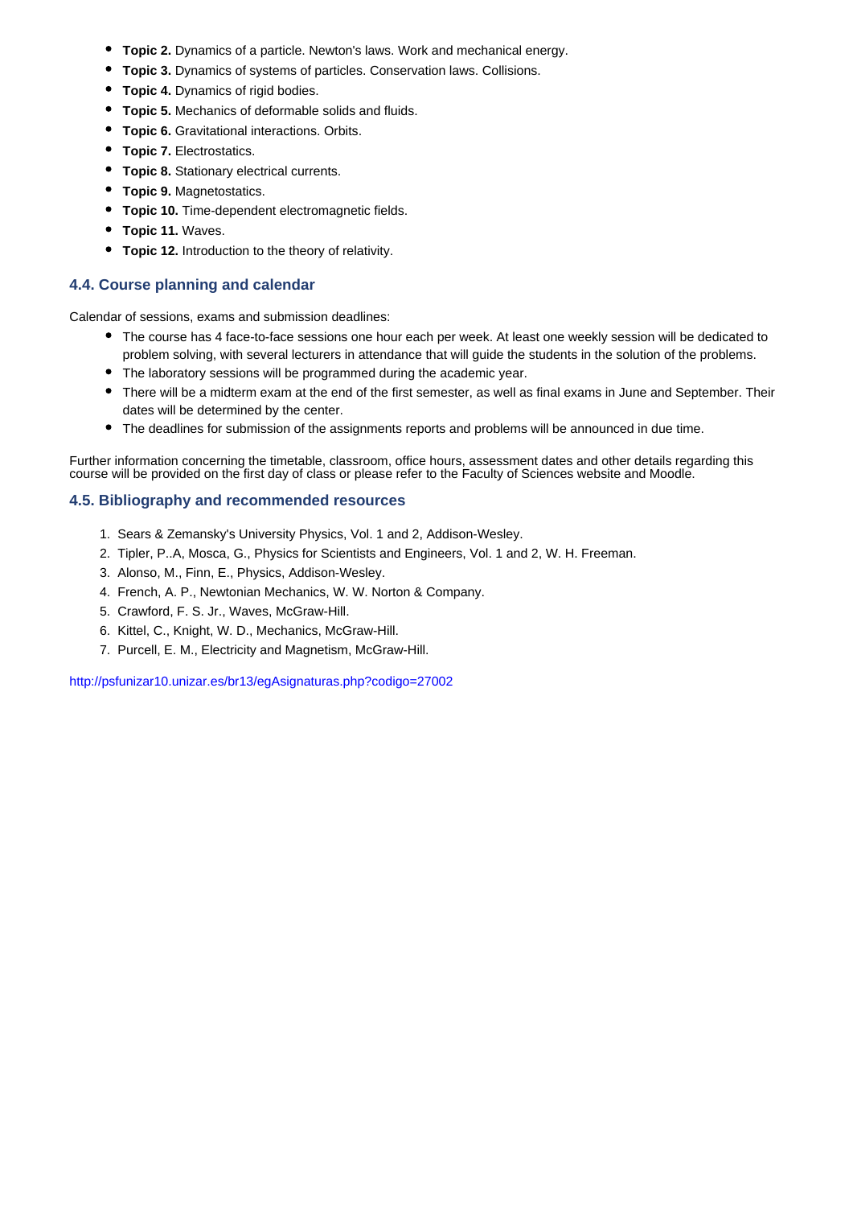- **Topic 2.** Dynamics of a particle. Newton's laws. Work and mechanical energy.
- **Topic 3.** Dynamics of systems of particles. Conservation laws. Collisions.
- **Topic 4.** Dynamics of rigid bodies.
- **Topic 5.** Mechanics of deformable solids and fluids.
- **Topic 6.** Gravitational interactions. Orbits.
- **Topic 7.** Electrostatics.
- **Topic 8.** Stationary electrical currents.
- **Topic 9.** Magnetostatics.
- **Topic 10.** Time-dependent electromagnetic fields.
- **Topic 11.** Waves.
- **Topic 12.** Introduction to the theory of relativity.

### 4.4. Course planning and calendar

Calendar of sessions, exams and submission deadlines:

- The course has 4 face-to-face sessions one hour each per week. At least one weekly session will be dedicated to problem solving, with several lecturers in attendance that will guide the students in the solution of the problems.
- The laboratory sessions will be programmed during the academic year.
- There will be a midterm exam at the end of the first semester, as well as final exams in June and September. Their dates will be determined by the center.
- The deadlines for submission of the assignments reports and problems will be announced in due time.

Further information concerning the timetable, classroom, office hours, assessment dates and other details regarding this course will be provided on the first day of class or please refer to the Faculty of Sciences website and Moodle.

### 4.5. Bibliography and recommended resources

1. Sears & Zemansky's University Physics, Vol. 1 and 2, Addison-Wesley.
2. Tipler, P..A, Mosca, G., Physics for Scientists and Engineers, Vol. 1 and 2, W. H. Freeman.
3. Alonso, M., Finn, E., Physics, Addison-Wesley.
4. French, A. P., Newtonian Mechanics, W. W. Norton & Company.
5. Crawford, F. S. Jr., Waves, McGraw-Hill.
6. Kittel, C., Knight, W. D., Mechanics, McGraw-Hill.
7. Purcell, E. M., Electricity and Magnetism, McGraw-Hill.

http://psfunizar10.unizar.es/br13/egAsignaturas.php?codigo=27002